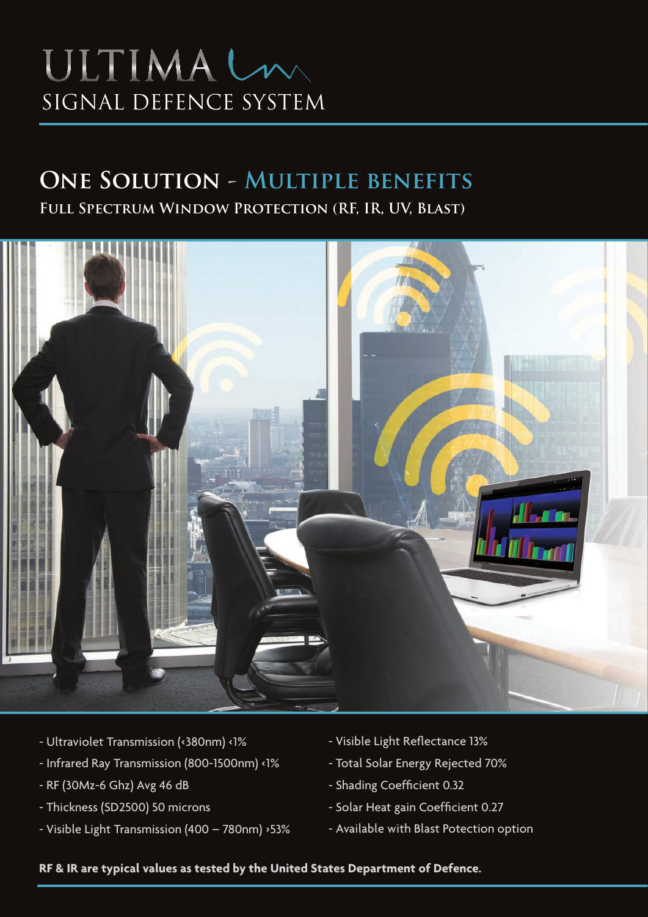# ULTIMA

## SIGNAL DEFENCE SYSTEM

## ONE SOLUTION - MULTIPLE BENEFITS

### FULL SPECTRUM WINDOW PROTECTION (RF, IR, UV, BLAST)

- Ultraviolet Transmission (<380nm) <1%
- Infrared Ray Transmission (800-1500nm) <1%
- RF (30Mz-6 Ghz) Avg 46 dB
- Thickness (SD2500) 50 microns
- Visible Light Transmission (400 – 780nm) >53%
- Visible Light Reflectance 13%
- Total Solar Energy Rejected 70%
- Shading Coefficient 0.32
- Solar Heat gain Coefficient 0.27
- Available with Blast Potection option

**RF & IR are typical values as tested by the United States Department of Defence.**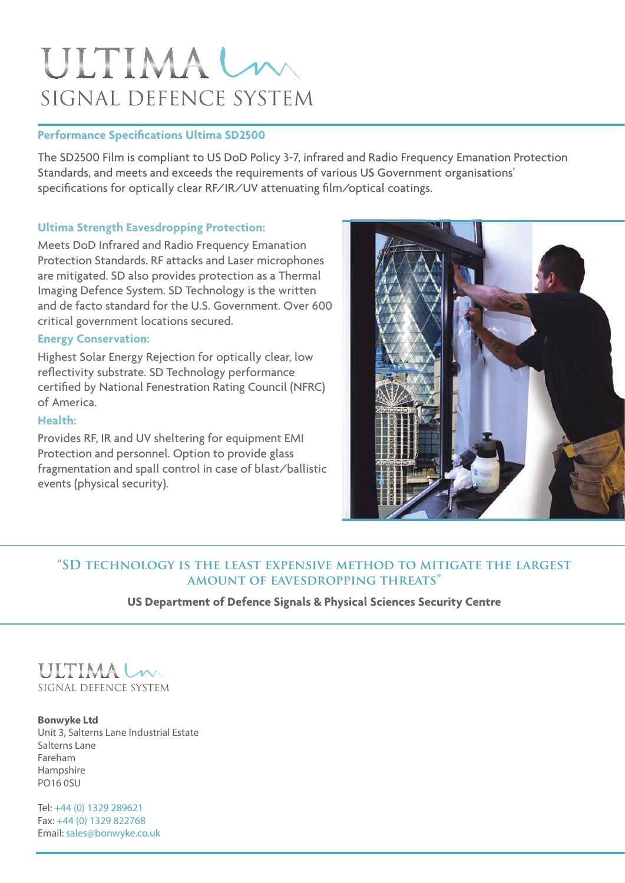# ULTIMA
## SIGNAL DEFENCE SYSTEM

### Performance Specifications Ultima SD2500

The SD2500 Film is compliant to US DoD Policy 3-7, infrared and Radio Frequency Emanation Protection Standards, and meets and exceeds the requirements of various US Government organisations' specifications for optically clear RF/IR/UV attenuating film/optical coatings.

**Ultima Strength Eavesdropping Protection:**

Meets DoD Infrared and Radio Frequency Emanation Protection Standards. RF attacks and Laser microphones are mitigated. SD also provides protection as a Thermal Imaging Defence System. SD Technology is the written and de facto standard for the U.S. Government. Over 600 critical government locations secured.

**Energy Conservation:**

Highest Solar Energy Rejection for optically clear, low reflectivity substrate. SD Technology performance certified by National Fenestration Rating Council (NFRC) of America.

**Health:**

Provides RF, IR and UV sheltering for equipment EMI Protection and personnel. Option to provide glass fragmentation and spall control in case of blast/ballistic events (physical security).

"SD TECHNOLOGY IS THE LEAST EXPENSIVE METHOD TO MITIGATE THE LARGEST AMOUNT OF EAVESDROPPING THREATS"

**US Department of Defence Signals & Physical Sciences Security Centre**

ULTIMA
SIGNAL DEFENCE SYSTEM

**Bonwyke Ltd**
Unit 3, Salterns Lane Industrial Estate
Salterns Lane
Fareham
Hampshire
PO16 0SU

Tel: +44 (0) 1329 289621
Fax: +44 (0) 1329 822768
Email: sales@bonwyke.co.uk